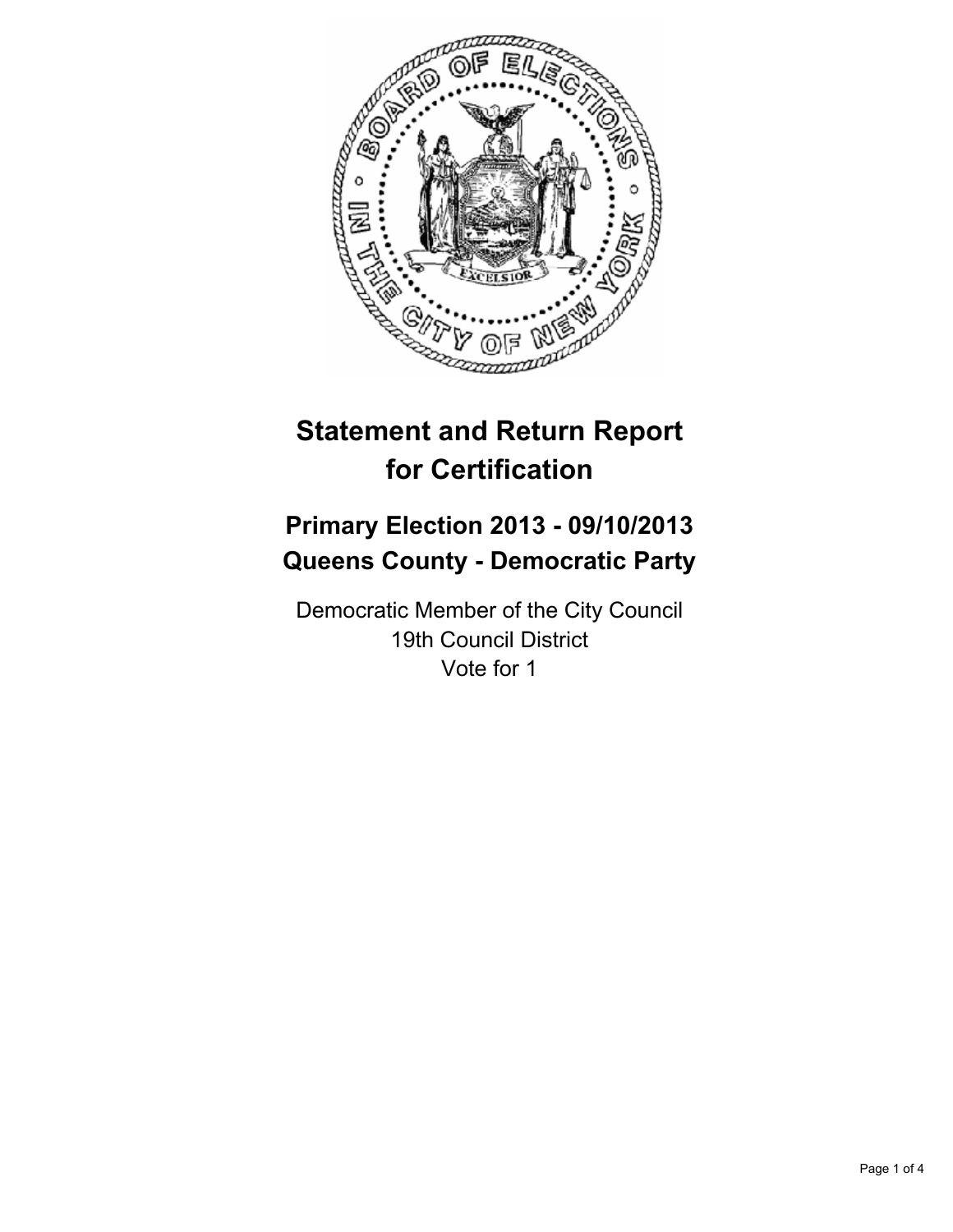# Statement and Return Report for Certification

## Primary Election 2013 - 09/10/2013
## Queens County - Democratic Party

Democratic Member of the City Council
19th Council District
Vote for 1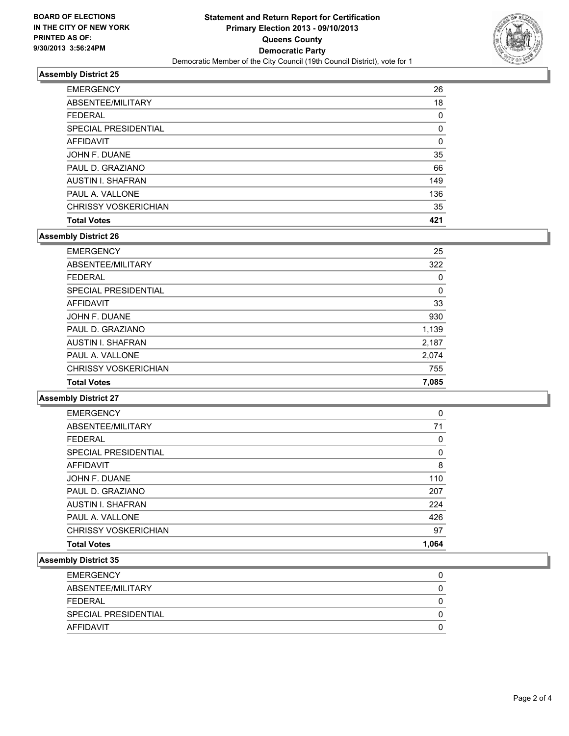**BOARD OF ELECTIONS IN THE CITY OF NEW YORK PRINTED AS OF: 9/30/2013 3:56:24PM**

# Statement and Return Report for Certification
## Primary Election 2013 - 09/10/2013
## Queens County
## Democratic Party
Democratic Member of the City Council (19th Council District), vote for 1

### Assembly District 25

| | |
|---|---|
| EMERGENCY | 26 |
| ABSENTEE/MILITARY | 18 |
| FEDERAL | 0 |
| SPECIAL PRESIDENTIAL | 0 |
| AFFIDAVIT | 0 |
| JOHN F. DUANE | 35 |
| PAUL D. GRAZIANO | 66 |
| AUSTIN I. SHAFRAN | 149 |
| PAUL A. VALLONE | 136 |
| CHRISSY VOSKERICHIAN | 35 |
| **Total Votes** | **421** |

### Assembly District 26

| | |
|---|---|
| EMERGENCY | 25 |
| ABSENTEE/MILITARY | 322 |
| FEDERAL | 0 |
| SPECIAL PRESIDENTIAL | 0 |
| AFFIDAVIT | 33 |
| JOHN F. DUANE | 930 |
| PAUL D. GRAZIANO | 1,139 |
| AUSTIN I. SHAFRAN | 2,187 |
| PAUL A. VALLONE | 2,074 |
| CHRISSY VOSKERICHIAN | 755 |
| **Total Votes** | **7,085** |

### Assembly District 27

| | |
|---|---|
| EMERGENCY | 0 |
| ABSENTEE/MILITARY | 71 |
| FEDERAL | 0 |
| SPECIAL PRESIDENTIAL | 0 |
| AFFIDAVIT | 8 |
| JOHN F. DUANE | 110 |
| PAUL D. GRAZIANO | 207 |
| AUSTIN I. SHAFRAN | 224 |
| PAUL A. VALLONE | 426 |
| CHRISSY VOSKERICHIAN | 97 |
| **Total Votes** | **1,064** |

### Assembly District 35

| | |
|---|---|
| EMERGENCY | 0 |
| ABSENTEE/MILITARY | 0 |
| FEDERAL | 0 |
| SPECIAL PRESIDENTIAL | 0 |
| AFFIDAVIT | 0 |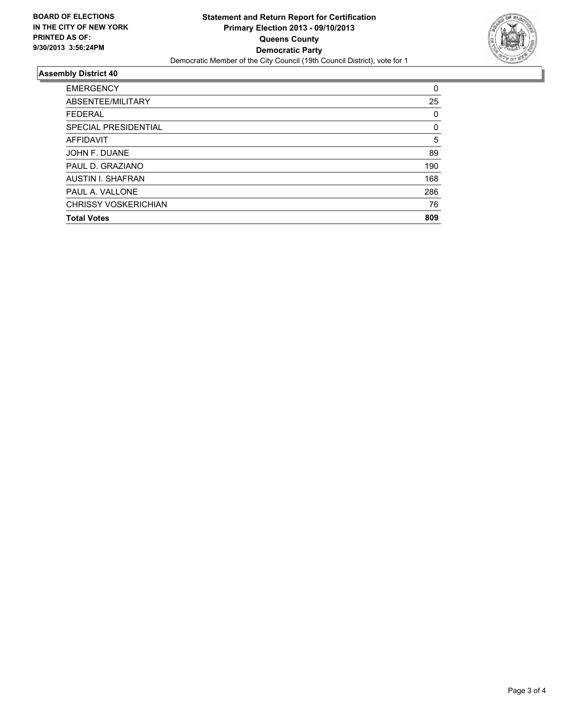**BOARD OF ELECTIONS IN THE CITY OF NEW YORK PRINTED AS OF: 9/30/2013 3:56:24PM**

**Statement and Return Report for Certification**
**Primary Election 2013 - 09/10/2013**
**Queens County**
**Democratic Party**
Democratic Member of the City Council (19th Council District), vote for 1

## Assembly District 40

| | |
|---|---|
| EMERGENCY | 0 |
| ABSENTEE/MILITARY | 25 |
| FEDERAL | 0 |
| SPECIAL PRESIDENTIAL | 0 |
| AFFIDAVIT | 5 |
| JOHN F. DUANE | 89 |
| PAUL D. GRAZIANO | 190 |
| AUSTIN I. SHAFRAN | 168 |
| PAUL A. VALLONE | 286 |
| CHRISSY VOSKERICHIAN | 76 |
| **Total Votes** | **809** |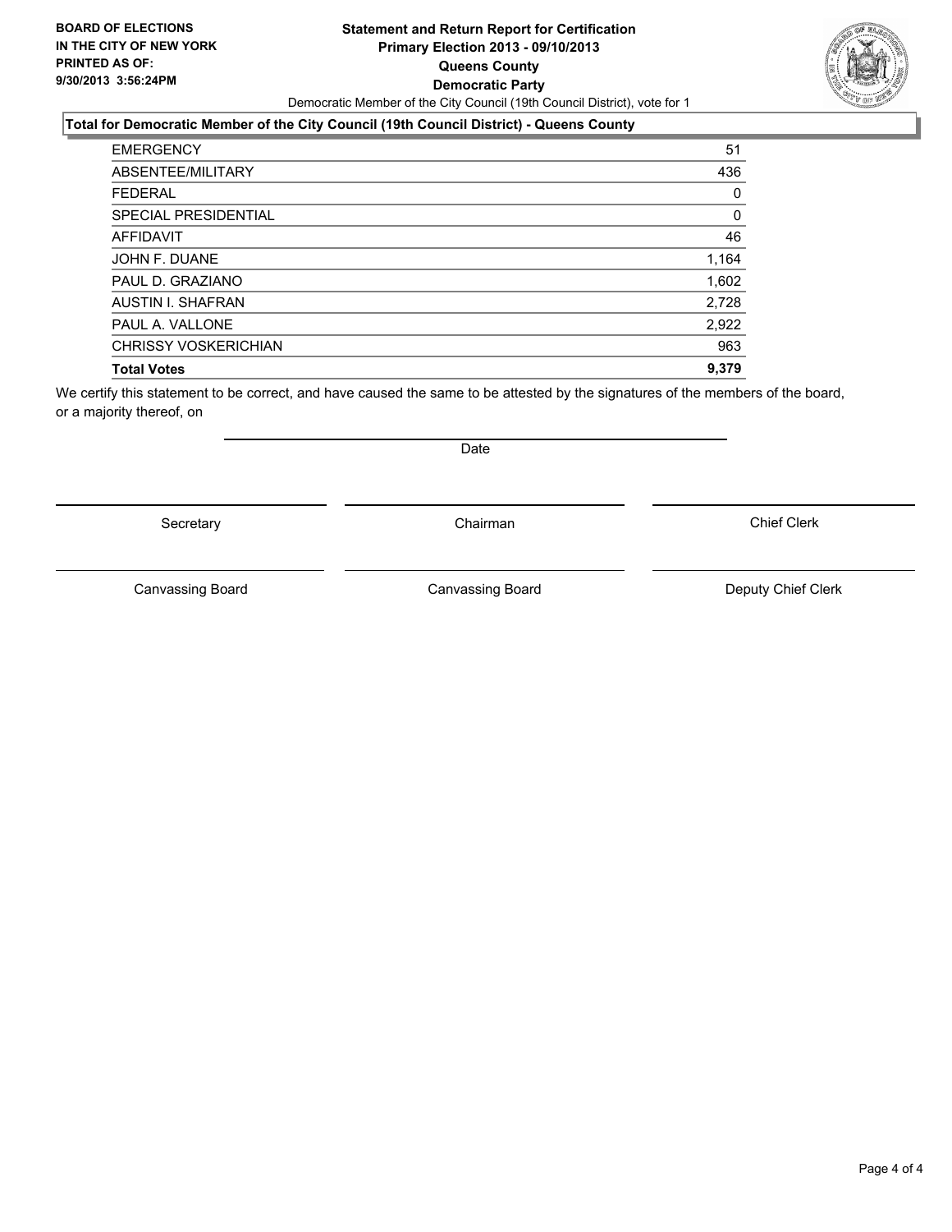**BOARD OF ELECTIONS IN THE CITY OF NEW YORK PRINTED AS OF: 9/30/2013 3:56:24PM**

**Statement and Return Report for Certification Primary Election 2013 - 09/10/2013 Queens County Democratic Party**

Democratic Member of the City Council (19th Council District), vote for 1

**Total for Democratic Member of the City Council (19th Council District) - Queens County**

| | |
|---|---|
| EMERGENCY | 51 |
| ABSENTEE/MILITARY | 436 |
| FEDERAL | 0 |
| SPECIAL PRESIDENTIAL | 0 |
| AFFIDAVIT | 46 |
| JOHN F. DUANE | 1,164 |
| PAUL D. GRAZIANO | 1,602 |
| AUSTIN I. SHAFRAN | 2,728 |
| PAUL A. VALLONE | 2,922 |
| CHRISSY VOSKERICHIAN | 963 |
| **Total Votes** | **9,379** |

We certify this statement to be correct, and have caused the same to be attested by the signatures of the members of the board, or a majority thereof, on

Date

Secretary | Chairman | Chief Clerk

Canvassing Board | Canvassing Board | Deputy Chief Clerk